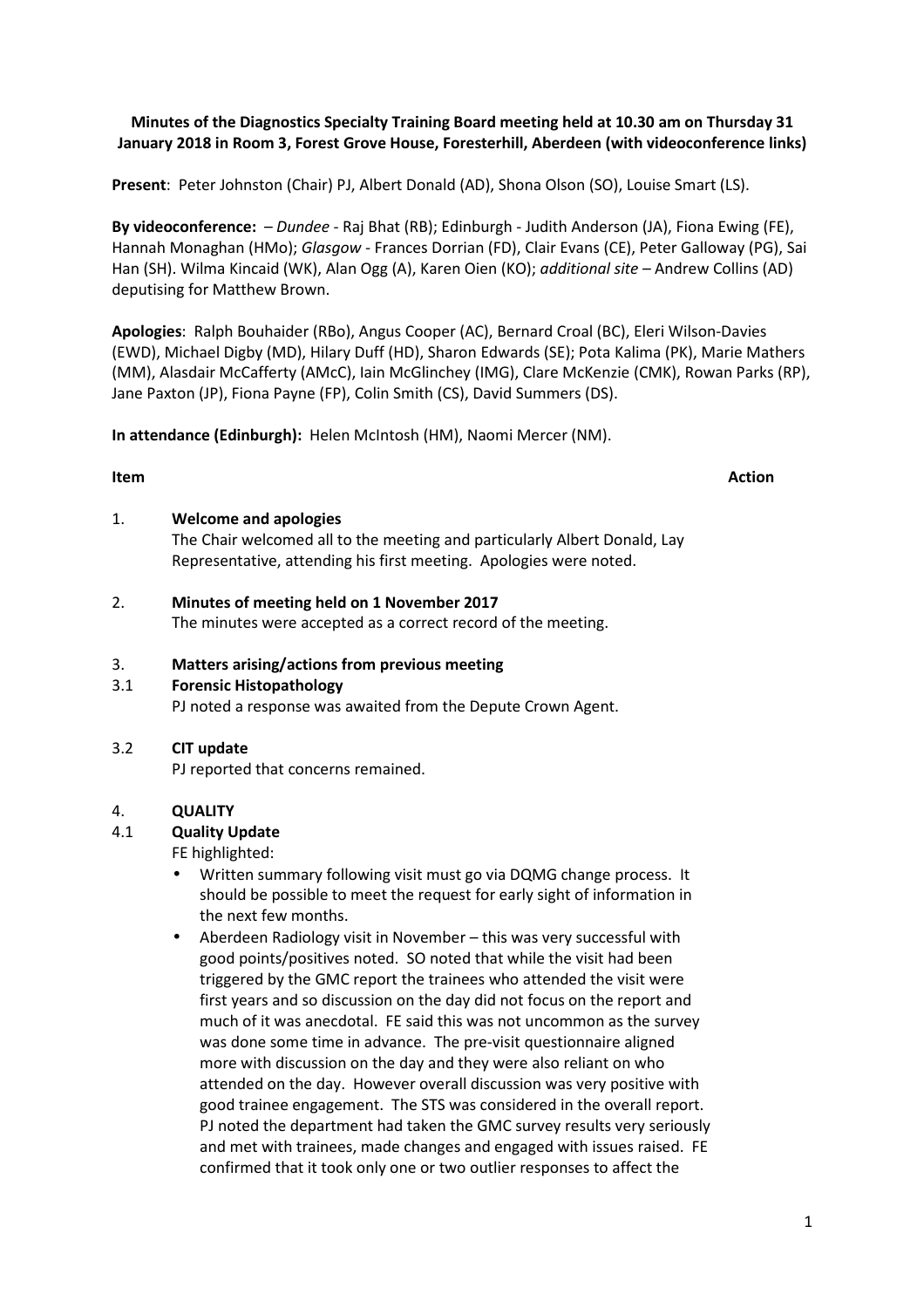**Minutes of the Diagnostics Specialty Training Board meeting held at 10.30 am on Thursday 31 January 2018 in Room 3, Forest Grove House, Foresterhill, Aberdeen (with videoconference links)**

**Present**: Peter Johnston (Chair) PJ, Albert Donald (AD), Shona Olson (SO), Louise Smart (LS).

**By videoconference:** – *Dundee* - Raj Bhat (RB); Edinburgh - Judith Anderson (JA), Fiona Ewing (FE), Hannah Monaghan (HMo); *Glasgow* - Frances Dorrian (FD), Clair Evans (CE), Peter Galloway (PG), Sai Han (SH). Wilma Kincaid (WK), Alan Ogg (A), Karen Oien (KO); *additional site* – Andrew Collins (AD) deputising for Matthew Brown.

**Apologies**: Ralph Bouhaider (RBo), Angus Cooper (AC), Bernard Croal (BC), Eleri Wilson-Davies (EWD), Michael Digby (MD), Hilary Duff (HD), Sharon Edwards (SE); Pota Kalima (PK), Marie Mathers (MM), Alasdair McCafferty (AMcC), Iain McGlinchey (IMG), Clare McKenzie (CMK), Rowan Parks (RP), Jane Paxton (JP), Fiona Payne (FP), Colin Smith (CS), David Summers (DS).

**In attendance (Edinburgh):** Helen McIntosh (HM), Naomi Mercer (NM).

**Item** | **Action**

1. **Welcome and apologies**
   The Chair welcomed all to the meeting and particularly Albert Donald, Lay Representative, attending his first meeting. Apologies were noted.

2. **Minutes of meeting held on 1 November 2017**
   The minutes were accepted as a correct record of the meeting.

3. **Matters arising/actions from previous meeting**

3.1 **Forensic Histopathology**
   PJ noted a response was awaited from the Depute Crown Agent.

3.2 **CIT update**
   PJ reported that concerns remained.

4. **QUALITY**

4.1 **Quality Update**
   FE highlighted:
   - Written summary following visit must go via DQMG change process. It should be possible to meet the request for early sight of information in the next few months.
   - Aberdeen Radiology visit in November – this was very successful with good points/positives noted. SO noted that while the visit had been triggered by the GMC report the trainees who attended the visit were first years and so discussion on the day did not focus on the report and much of it was anecdotal. FE said this was not uncommon as the survey was done some time in advance. The pre-visit questionnaire aligned more with discussion on the day and they were also reliant on who attended on the day. However overall discussion was very positive with good trainee engagement. The STS was considered in the overall report. PJ noted the department had taken the GMC survey results very seriously and met with trainees, made changes and engaged with issues raised. FE confirmed that it took only one or two outlier responses to affect the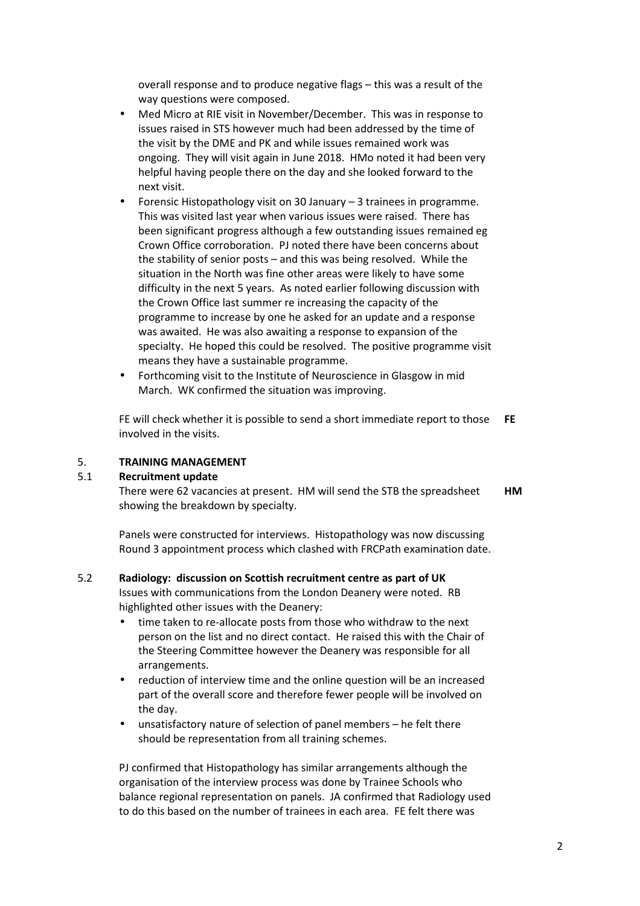overall response and to produce negative flags – this was a result of the way questions were composed.

- Med Micro at RIE visit in November/December. This was in response to issues raised in STS however much had been addressed by the time of the visit by the DME and PK and while issues remained work was ongoing. They will visit again in June 2018. HMo noted it had been very helpful having people there on the day and she looked forward to the next visit.
- Forensic Histopathology visit on 30 January – 3 trainees in programme. This was visited last year when various issues were raised. There has been significant progress although a few outstanding issues remained eg Crown Office corroboration. PJ noted there have been concerns about the stability of senior posts – and this was being resolved. While the situation in the North was fine other areas were likely to have some difficulty in the next 5 years. As noted earlier following discussion with the Crown Office last summer re increasing the capacity of the programme to increase by one he asked for an update and a response was awaited. He was also awaiting a response to expansion of the specialty. He hoped this could be resolved. The positive programme visit means they have a sustainable programme.
- Forthcoming visit to the Institute of Neuroscience in Glasgow in mid March. WK confirmed the situation was improving.

FE will check whether it is possible to send a short immediate report to those involved in the visits. **FE**

## 5. TRAINING MANAGEMENT

### 5.1 Recruitment update

There were 62 vacancies at present. HM will send the STB the spreadsheet showing the breakdown by specialty. **HM**

Panels were constructed for interviews. Histopathology was now discussing Round 3 appointment process which clashed with FRCPath examination date.

### 5.2 Radiology: discussion on Scottish recruitment centre as part of UK

Issues with communications from the London Deanery were noted. RB highlighted other issues with the Deanery:

- time taken to re-allocate posts from those who withdraw to the next person on the list and no direct contact. He raised this with the Chair of the Steering Committee however the Deanery was responsible for all arrangements.
- reduction of interview time and the online question will be an increased part of the overall score and therefore fewer people will be involved on the day.
- unsatisfactory nature of selection of panel members – he felt there should be representation from all training schemes.

PJ confirmed that Histopathology has similar arrangements although the organisation of the interview process was done by Trainee Schools who balance regional representation on panels. JA confirmed that Radiology used to do this based on the number of trainees in each area. FE felt there was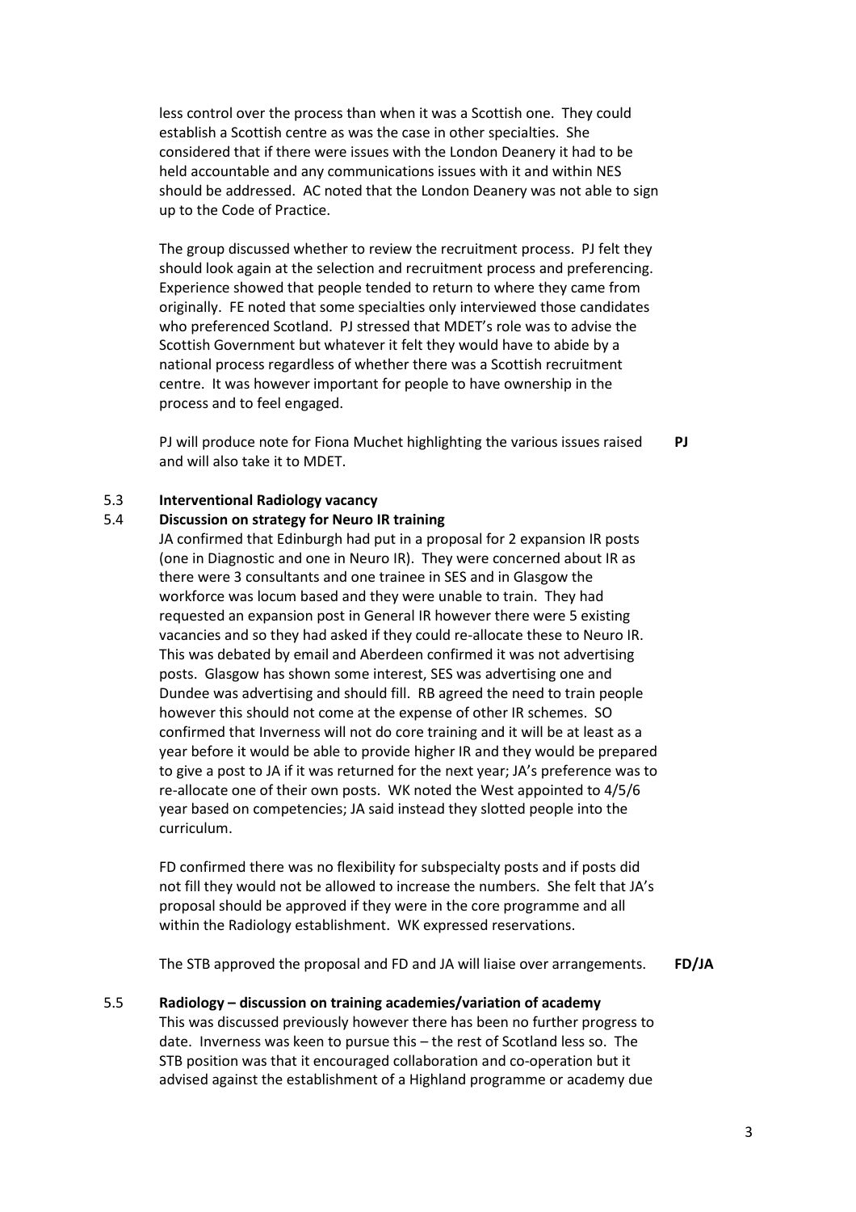less control over the process than when it was a Scottish one. They could establish a Scottish centre as was the case in other specialties. She considered that if there were issues with the London Deanery it had to be held accountable and any communications issues with it and within NES should be addressed. AC noted that the London Deanery was not able to sign up to the Code of Practice.

The group discussed whether to review the recruitment process. PJ felt they should look again at the selection and recruitment process and preferencing. Experience showed that people tended to return to where they came from originally. FE noted that some specialties only interviewed those candidates who preferenced Scotland. PJ stressed that MDET's role was to advise the Scottish Government but whatever it felt they would have to abide by a national process regardless of whether there was a Scottish recruitment centre. It was however important for people to have ownership in the process and to feel engaged.

PJ will produce note for Fiona Muchet highlighting the various issues raised and will also take it to MDET. **PJ**

5.3 **Interventional Radiology vacancy**

5.4 **Discussion on strategy for Neuro IR training**

JA confirmed that Edinburgh had put in a proposal for 2 expansion IR posts (one in Diagnostic and one in Neuro IR). They were concerned about IR as there were 3 consultants and one trainee in SES and in Glasgow the workforce was locum based and they were unable to train. They had requested an expansion post in General IR however there were 5 existing vacancies and so they had asked if they could re-allocate these to Neuro IR. This was debated by email and Aberdeen confirmed it was not advertising posts. Glasgow has shown some interest, SES was advertising one and Dundee was advertising and should fill. RB agreed the need to train people however this should not come at the expense of other IR schemes. SO confirmed that Inverness will not do core training and it will be at least as a year before it would be able to provide higher IR and they would be prepared to give a post to JA if it was returned for the next year; JA's preference was to re-allocate one of their own posts. WK noted the West appointed to 4/5/6 year based on competencies; JA said instead they slotted people into the curriculum.

FD confirmed there was no flexibility for subspecialty posts and if posts did not fill they would not be allowed to increase the numbers. She felt that JA's proposal should be approved if they were in the core programme and all within the Radiology establishment. WK expressed reservations.

The STB approved the proposal and FD and JA will liaise over arrangements. **FD/JA**

5.5 **Radiology – discussion on training academies/variation of academy**

This was discussed previously however there has been no further progress to date. Inverness was keen to pursue this – the rest of Scotland less so. The STB position was that it encouraged collaboration and co-operation but it advised against the establishment of a Highland programme or academy due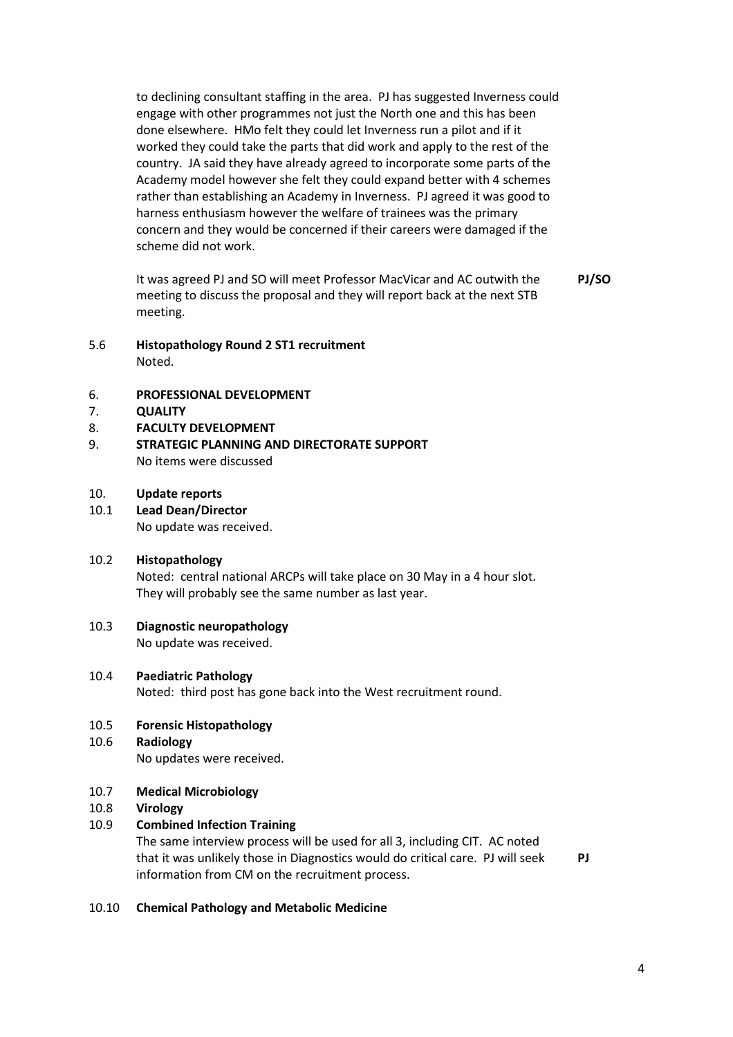to declining consultant staffing in the area. PJ has suggested Inverness could engage with other programmes not just the North one and this has been done elsewhere. HMo felt they could let Inverness run a pilot and if it worked they could take the parts that did work and apply to the rest of the country. JA said they have already agreed to incorporate some parts of the Academy model however she felt they could expand better with 4 schemes rather than establishing an Academy in Inverness. PJ agreed it was good to harness enthusiasm however the welfare of trainees was the primary concern and they would be concerned if their careers were damaged if the scheme did not work.

It was agreed PJ and SO will meet Professor MacVicar and AC outwith the meeting to discuss the proposal and they will report back at the next STB meeting. **PJ/SO**

**5.6 Histopathology Round 2 ST1 recruitment**

Noted.

**6. PROFESSIONAL DEVELOPMENT**

**7. QUALITY**

**8. FACULTY DEVELOPMENT**

**9. STRATEGIC PLANNING AND DIRECTORATE SUPPORT**

No items were discussed

**10. Update reports**

**10.1 Lead Dean/Director**

No update was received.

**10.2 Histopathology**

Noted: central national ARCPs will take place on 30 May in a 4 hour slot. They will probably see the same number as last year.

**10.3 Diagnostic neuropathology**

No update was received.

**10.4 Paediatric Pathology**

Noted: third post has gone back into the West recruitment round.

**10.5 Forensic Histopathology**

**10.6 Radiology**

No updates were received.

**10.7 Medical Microbiology**

**10.8 Virology**

**10.9 Combined Infection Training**

The same interview process will be used for all 3, including CIT. AC noted that it was unlikely those in Diagnostics would do critical care. PJ will seek information from CM on the recruitment process. **PJ**

**10.10 Chemical Pathology and Metabolic Medicine**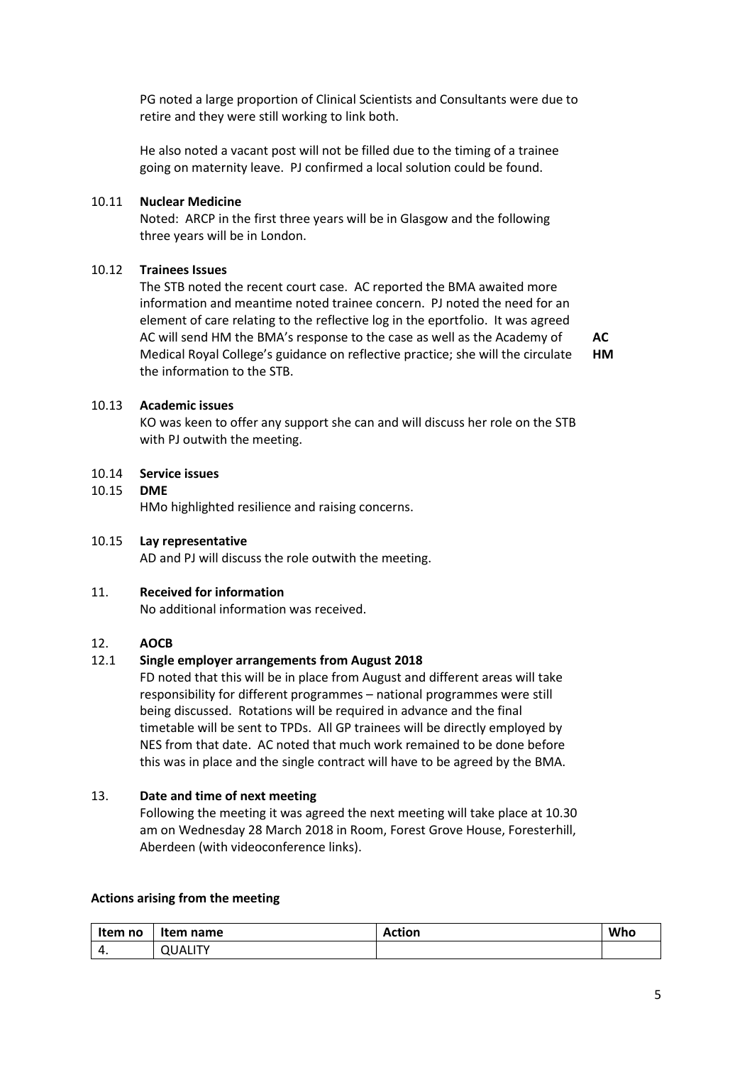PG noted a large proportion of Clinical Scientists and Consultants were due to retire and they were still working to link both.

He also noted a vacant post will not be filled due to the timing of a trainee going on maternity leave. PJ confirmed a local solution could be found.

10.11 **Nuclear Medicine**

Noted: ARCP in the first three years will be in Glasgow and the following three years will be in London.

10.12 **Trainees Issues**

The STB noted the recent court case. AC reported the BMA awaited more information and meantime noted trainee concern. PJ noted the need for an element of care relating to the reflective log in the eportfolio. It was agreed AC will send HM the BMA's response to the case as well as the Academy of Medical Royal College's guidance on reflective practice; she will the circulate the information to the STB. **AC HM**

10.13 **Academic issues**

KO was keen to offer any support she can and will discuss her role on the STB with PJ outwith the meeting.

10.14 **Service issues**

10.15 **DME**

HMo highlighted resilience and raising concerns.

10.15 **Lay representative**

AD and PJ will discuss the role outwith the meeting.

11. **Received for information**

No additional information was received.

12. **AOCB**

12.1 **Single employer arrangements from August 2018**

FD noted that this will be in place from August and different areas will take responsibility for different programmes – national programmes were still being discussed. Rotations will be required in advance and the final timetable will be sent to TPDs. All GP trainees will be directly employed by NES from that date. AC noted that much work remained to be done before this was in place and the single contract will have to be agreed by the BMA.

13. **Date and time of next meeting**

Following the meeting it was agreed the next meeting will take place at 10.30 am on Wednesday 28 March 2018 in Room, Forest Grove House, Foresterhill, Aberdeen (with videoconference links).

**Actions arising from the meeting**

| Item no | Item name | Action | Who |
|---|---|---|---|
| 4. | QUALITY | | |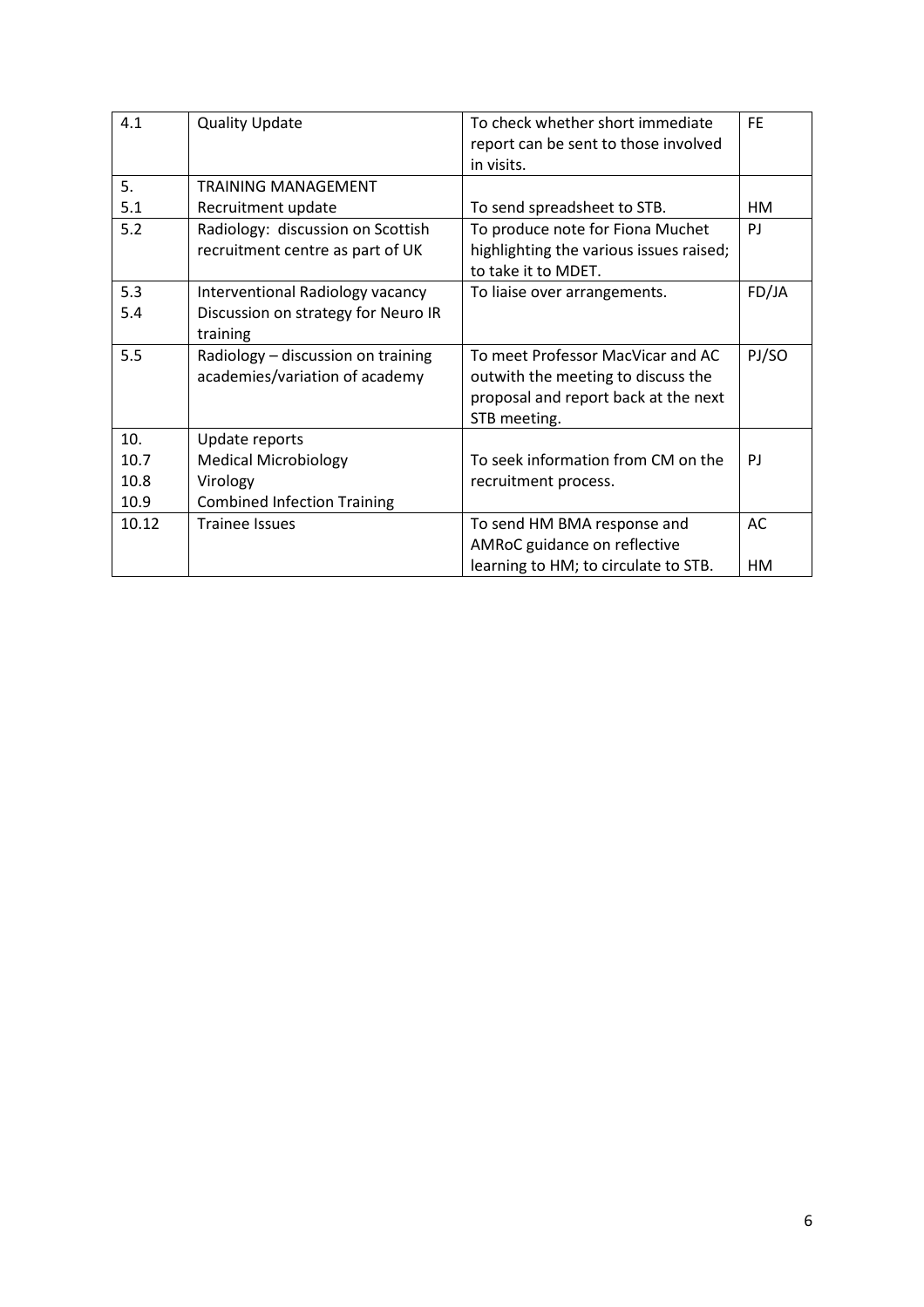| | | | |
|---|---|---|---|
| 4.1 | Quality Update | To check whether short immediate report can be sent to those involved in visits. | FE |
| 5.<br>5.1 | TRAINING MANAGEMENT<br>Recruitment update | To send spreadsheet to STB. | HM |
| 5.2 | Radiology: discussion on Scottish recruitment centre as part of UK | To produce note for Fiona Muchet highlighting the various issues raised; to take it to MDET. | PJ |
| 5.3<br>5.4 | Interventional Radiology vacancy<br>Discussion on strategy for Neuro IR training | To liaise over arrangements. | FD/JA |
| 5.5 | Radiology – discussion on training academies/variation of academy | To meet Professor MacVicar and AC outwith the meeting to discuss the proposal and report back at the next STB meeting. | PJ/SO |
| 10.<br>10.7<br>10.8<br>10.9 | Update reports<br>Medical Microbiology<br>Virology<br>Combined Infection Training | To seek information from CM on the recruitment process. | PJ |
| 10.12 | Trainee Issues | To send HM BMA response and AMRoC guidance on reflective learning to HM; to circulate to STB. | AC<br><br>HM |